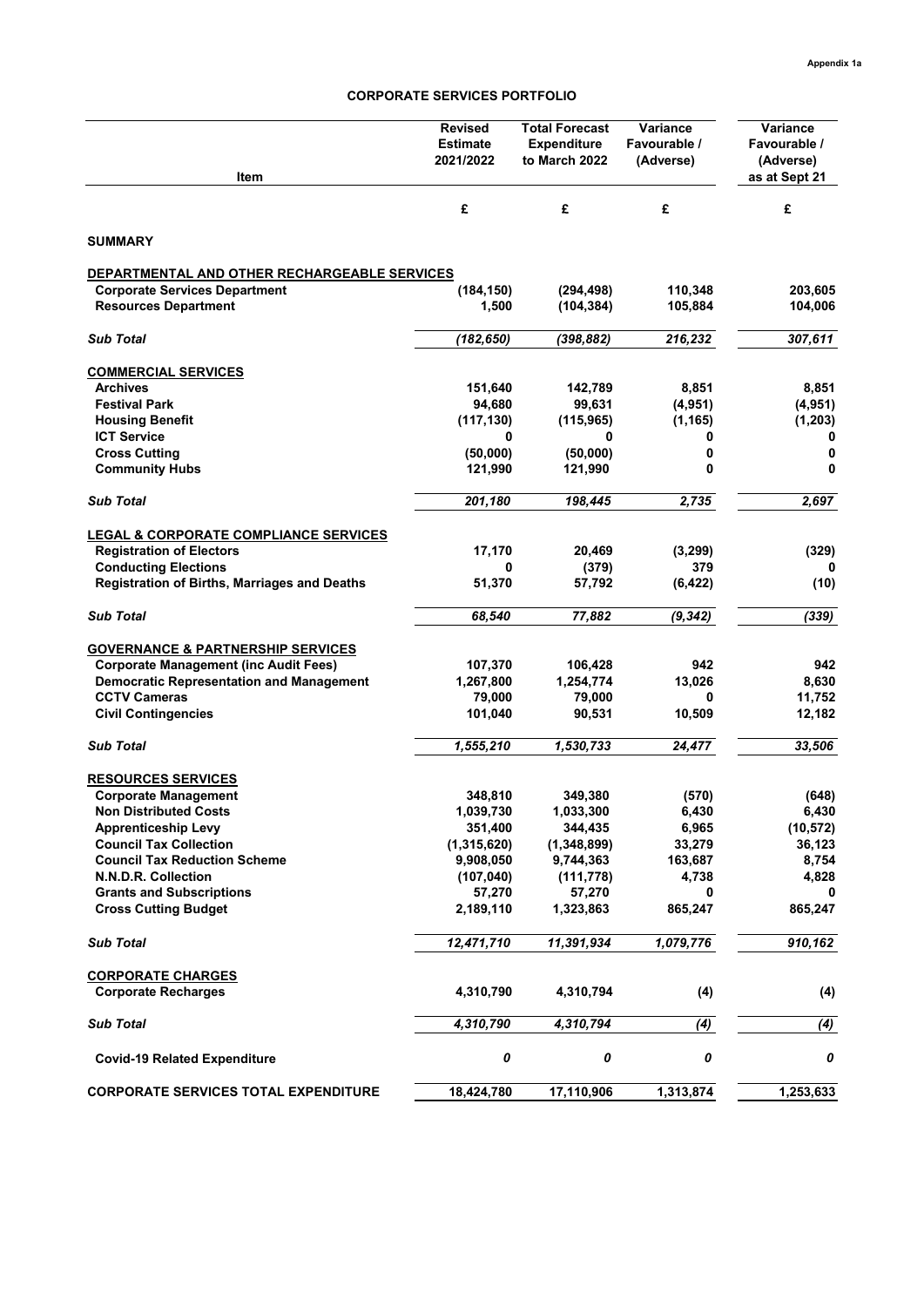Appendix 1a

## CORPORATE SERVICES PORTFOLIO

| Item | Revised Estimate 2021/2022 | Total Forecast Expenditure to March 2022 | Variance Favourable / (Adverse) | Variance Favourable / (Adverse) as at Sept 21 |
|---|---|---|---|---|
| | £ | £ | £ | £ |
| **SUMMARY** | | | | |
| **DEPARTMENTAL AND OTHER RECHARGEABLE SERVICES** | | | | |
| **Corporate Services Department** | **(184,150)** | **(294,498)** | **110,348** | **203,605** |
| **Resources Department** | **1,500** | **(104,384)** | **105,884** | **104,006** |
| ***Sub Total*** | ***(182,650)*** | ***(398,882)*** | ***216,232*** | ***307,611*** |
| **COMMERCIAL SERVICES** | | | | |
| **Archives** | **151,640** | **142,789** | **8,851** | **8,851** |
| **Festival Park** | **94,680** | **99,631** | **(4,951)** | **(4,951)** |
| **Housing Benefit** | **(117,130)** | **(115,965)** | **(1,165)** | **(1,203)** |
| **ICT Service** | **0** | **0** | **0** | **0** |
| **Cross Cutting** | **(50,000)** | **(50,000)** | **0** | **0** |
| **Community Hubs** | **121,990** | **121,990** | **0** | **0** |
| ***Sub Total*** | ***201,180*** | ***198,445*** | ***2,735*** | ***2,697*** |
| **LEGAL & CORPORATE COMPLIANCE SERVICES** | | | | |
| **Registration of Electors** | **17,170** | **20,469** | **(3,299)** | **(329)** |
| **Conducting Elections** | **0** | **(379)** | **379** | **0** |
| **Registration of Births, Marriages and Deaths** | **51,370** | **57,792** | **(6,422)** | **(10)** |
| ***Sub Total*** | ***68,540*** | ***77,882*** | ***(9,342)*** | ***(339)*** |
| **GOVERNANCE & PARTNERSHIP SERVICES** | | | | |
| **Corporate Management (inc Audit Fees)** | **107,370** | **106,428** | **942** | **942** |
| **Democratic Representation and Management** | **1,267,800** | **1,254,774** | **13,026** | **8,630** |
| **CCTV Cameras** | **79,000** | **79,000** | **0** | **11,752** |
| **Civil Contingencies** | **101,040** | **90,531** | **10,509** | **12,182** |
| ***Sub Total*** | ***1,555,210*** | ***1,530,733*** | ***24,477*** | ***33,506*** |
| **RESOURCES SERVICES** | | | | |
| **Corporate Management** | **348,810** | **349,380** | **(570)** | **(648)** |
| **Non Distributed Costs** | **1,039,730** | **1,033,300** | **6,430** | **6,430** |
| **Apprenticeship Levy** | **351,400** | **344,435** | **6,965** | **(10,572)** |
| **Council Tax Collection** | **(1,315,620)** | **(1,348,899)** | **33,279** | **36,123** |
| **Council Tax Reduction Scheme** | **9,908,050** | **9,744,363** | **163,687** | **8,754** |
| **N.N.D.R. Collection** | **(107,040)** | **(111,778)** | **4,738** | **4,828** |
| **Grants and Subscriptions** | **57,270** | **57,270** | **0** | **0** |
| **Cross Cutting Budget** | **2,189,110** | **1,323,863** | **865,247** | **865,247** |
| ***Sub Total*** | ***12,471,710*** | ***11,391,934*** | ***1,079,776*** | ***910,162*** |
| **CORPORATE CHARGES** | | | | |
| **Corporate Recharges** | **4,310,790** | **4,310,794** | **(4)** | **(4)** |
| ***Sub Total*** | ***4,310,790*** | ***4,310,794*** | ***(4)*** | ***(4)*** |
| **Covid-19 Related Expenditure** | ***0*** | ***0*** | ***0*** | ***0*** |
| **CORPORATE SERVICES TOTAL EXPENDITURE** | **18,424,780** | **17,110,906** | **1,313,874** | **1,253,633** |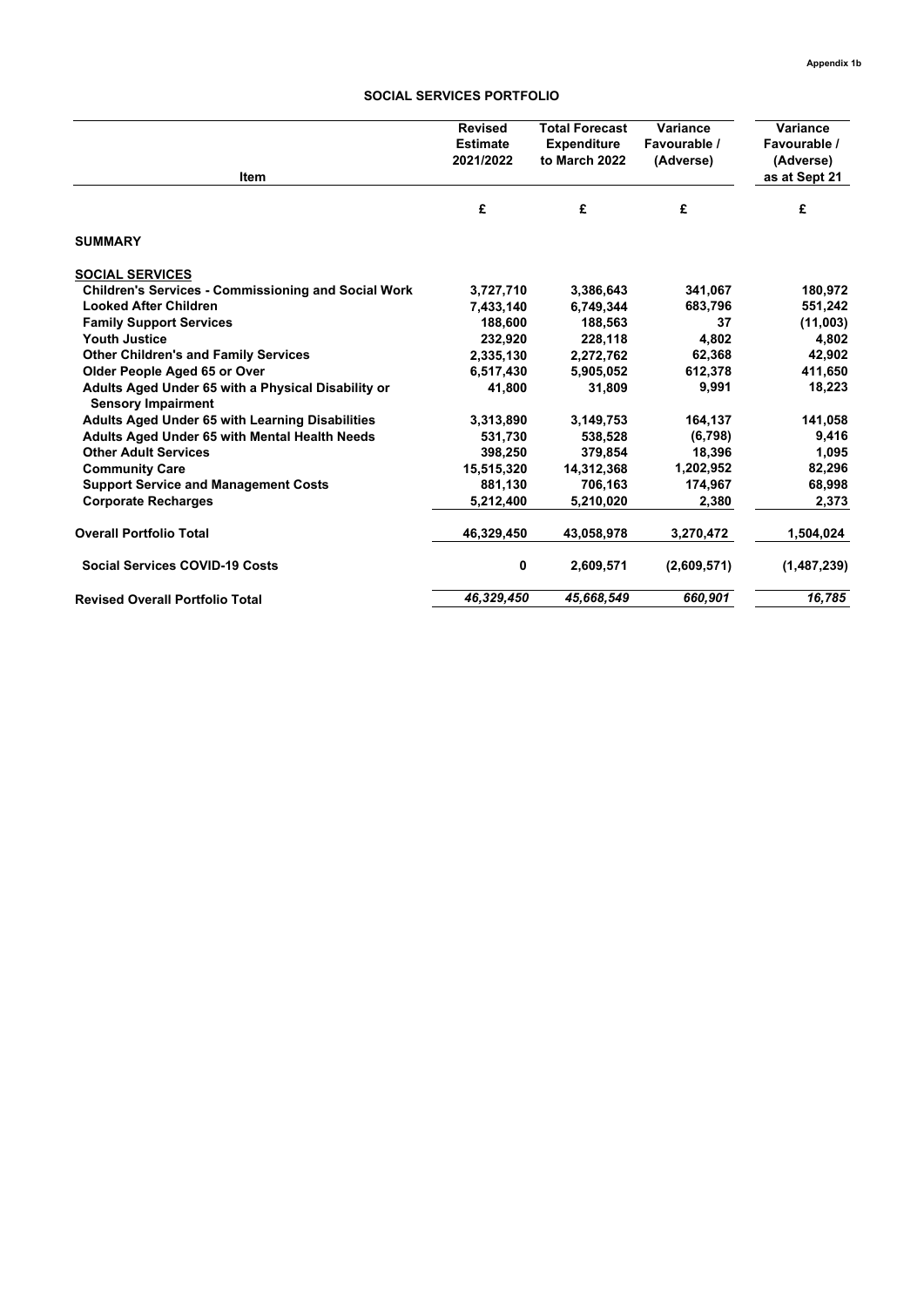Appendix 1b

## SOCIAL SERVICES PORTFOLIO

| Item | Revised Estimate 2021/2022 | Total Forecast Expenditure to March 2022 | Variance Favourable / (Adverse) | Variance Favourable / (Adverse) as at Sept 21 |
|---|---|---|---|---|
| | £ | £ | £ | £ |
| **SUMMARY** | | | | |
| **SOCIAL SERVICES** | | | | |
| **Children's Services - Commissioning and Social Work** | 3,727,710 | 3,386,643 | 341,067 | 180,972 |
| **Looked After Children** | 7,433,140 | 6,749,344 | 683,796 | 551,242 |
| **Family Support Services** | 188,600 | 188,563 | 37 | (11,003) |
| **Youth Justice** | 232,920 | 228,118 | 4,802 | 4,802 |
| **Other Children's and Family Services** | 2,335,130 | 2,272,762 | 62,368 | 42,902 |
| **Older People Aged 65 or Over** | 6,517,430 | 5,905,052 | 612,378 | 411,650 |
| **Adults Aged Under 65 with a Physical Disability or Sensory Impairment** | 41,800 | 31,809 | 9,991 | 18,223 |
| **Adults Aged Under 65 with Learning Disabilities** | 3,313,890 | 3,149,753 | 164,137 | 141,058 |
| **Adults Aged Under 65 with Mental Health Needs** | 531,730 | 538,528 | (6,798) | 9,416 |
| **Other Adult Services** | 398,250 | 379,854 | 18,396 | 1,095 |
| **Community Care** | 15,515,320 | 14,312,368 | 1,202,952 | 82,296 |
| **Support Service and Management Costs** | 881,130 | 706,163 | 174,967 | 68,998 |
| **Corporate Recharges** | 5,212,400 | 5,210,020 | 2,380 | 2,373 |
| **Overall Portfolio Total** | 46,329,450 | 43,058,978 | 3,270,472 | 1,504,024 |
| **Social Services COVID-19 Costs** | 0 | 2,609,571 | (2,609,571) | (1,487,239) |
| **Revised Overall Portfolio Total** | *46,329,450* | *45,668,549* | *660,901* | *16,785* |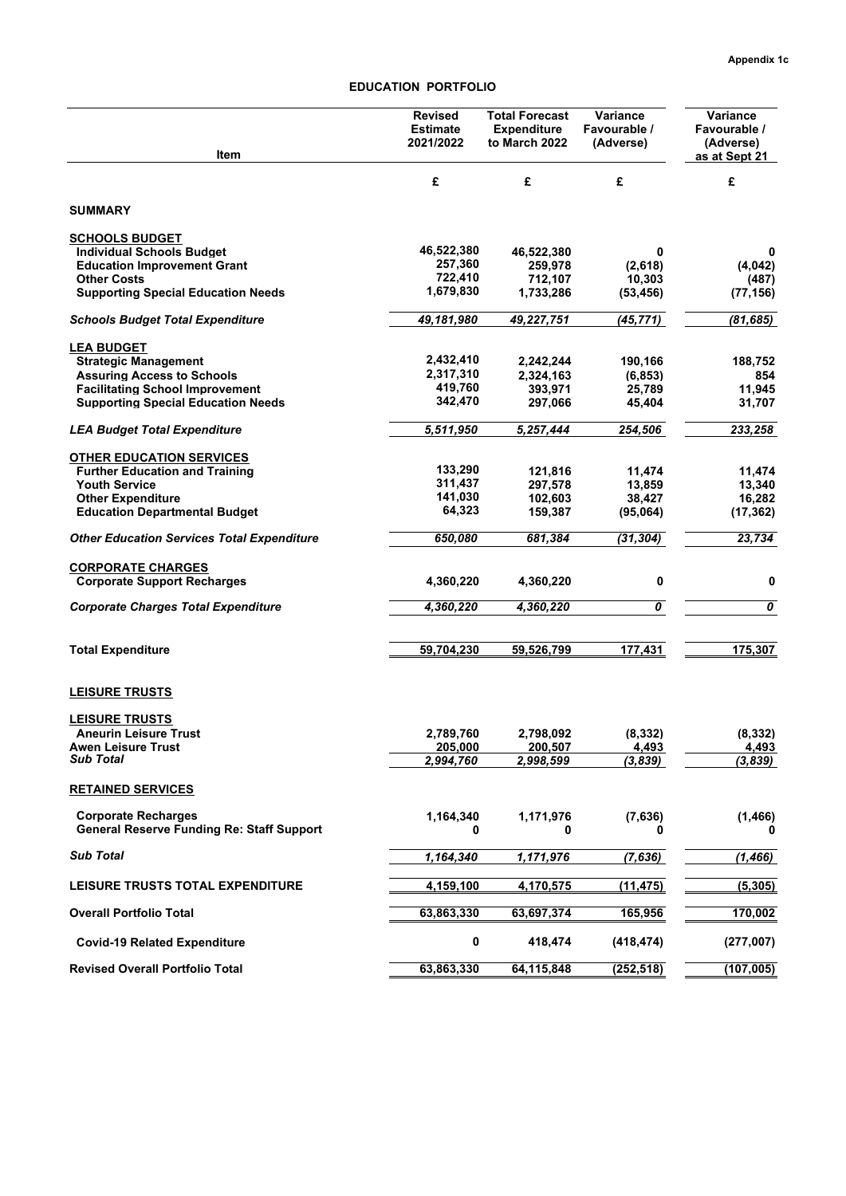Appendix 1c

# EDUCATION PORTFOLIO

| Item | Revised Estimate 2021/2022 | Total Forecast Expenditure to March 2022 | Variance Favourable / (Adverse) | Variance Favourable / (Adverse) as at Sept 21 |
|---|---|---|---|---|
| | £ | £ | £ | £ |
| **SUMMARY** | | | | |
| **SCHOOLS BUDGET** | | | | |
| Individual Schools Budget | 46,522,380 | 46,522,380 | 0 | 0 |
| Education Improvement Grant | 257,360 | 259,978 | (2,618) | (4,042) |
| Other Costs | 722,410 | 712,107 | 10,303 | (487) |
| Supporting Special Education Needs | 1,679,830 | 1,733,286 | (53,456) | (77,156) |
| *Schools Budget Total Expenditure* | *49,181,980* | *49,227,751* | *(45,771)* | *(81,685)* |
| **LEA BUDGET** | | | | |
| Strategic Management | 2,432,410 | 2,242,244 | 190,166 | 188,752 |
| Assuring Access to Schools | 2,317,310 | 2,324,163 | (6,853) | 854 |
| Facilitating School Improvement | 419,760 | 393,971 | 25,789 | 11,945 |
| Supporting Special Education Needs | 342,470 | 297,066 | 45,404 | 31,707 |
| *LEA Budget Total Expenditure* | *5,511,950* | *5,257,444* | *254,506* | *233,258* |
| **OTHER EDUCATION SERVICES** | | | | |
| Further Education and Training | 133,290 | 121,816 | 11,474 | 11,474 |
| Youth Service | 311,437 | 297,578 | 13,859 | 13,340 |
| Other Expenditure | 141,030 | 102,603 | 38,427 | 16,282 |
| Education Departmental Budget | 64,323 | 159,387 | (95,064) | (17,362) |
| *Other Education Services Total Expenditure* | *650,080* | *681,384* | *(31,304)* | *23,734* |
| **CORPORATE CHARGES** | | | | |
| Corporate Support Recharges | 4,360,220 | 4,360,220 | 0 | 0 |
| *Corporate Charges Total Expenditure* | *4,360,220* | *4,360,220* | *0* | *0* |
| **Total Expenditure** | **59,704,230** | **59,526,799** | **177,431** | **175,307** |
| **LEISURE TRUSTS** | | | | |
| **LEISURE TRUSTS** | | | | |
| Aneurin Leisure Trust | 2,789,760 | 2,798,092 | (8,332) | (8,332) |
| Awen Leisure Trust | 205,000 | 200,507 | 4,493 | 4,493 |
| *Sub Total* | *2,994,760* | *2,998,599* | *(3,839)* | *(3,839)* |
| **RETAINED SERVICES** | | | | |
| Corporate Recharges | 1,164,340 | 1,171,976 | (7,636) | (1,466) |
| General Reserve Funding Re: Staff Support | 0 | 0 | 0 | 0 |
| *Sub Total* | *1,164,340* | *1,171,976* | *(7,636)* | *(1,466)* |
| **LEISURE TRUSTS TOTAL EXPENDITURE** | **4,159,100** | **4,170,575** | **(11,475)** | **(5,305)** |
| **Overall Portfolio Total** | **63,863,330** | **63,697,374** | **165,956** | **170,002** |
| Covid-19 Related Expenditure | 0 | 418,474 | (418,474) | (277,007) |
| **Revised Overall Portfolio Total** | **63,863,330** | **64,115,848** | **(252,518)** | **(107,005)** |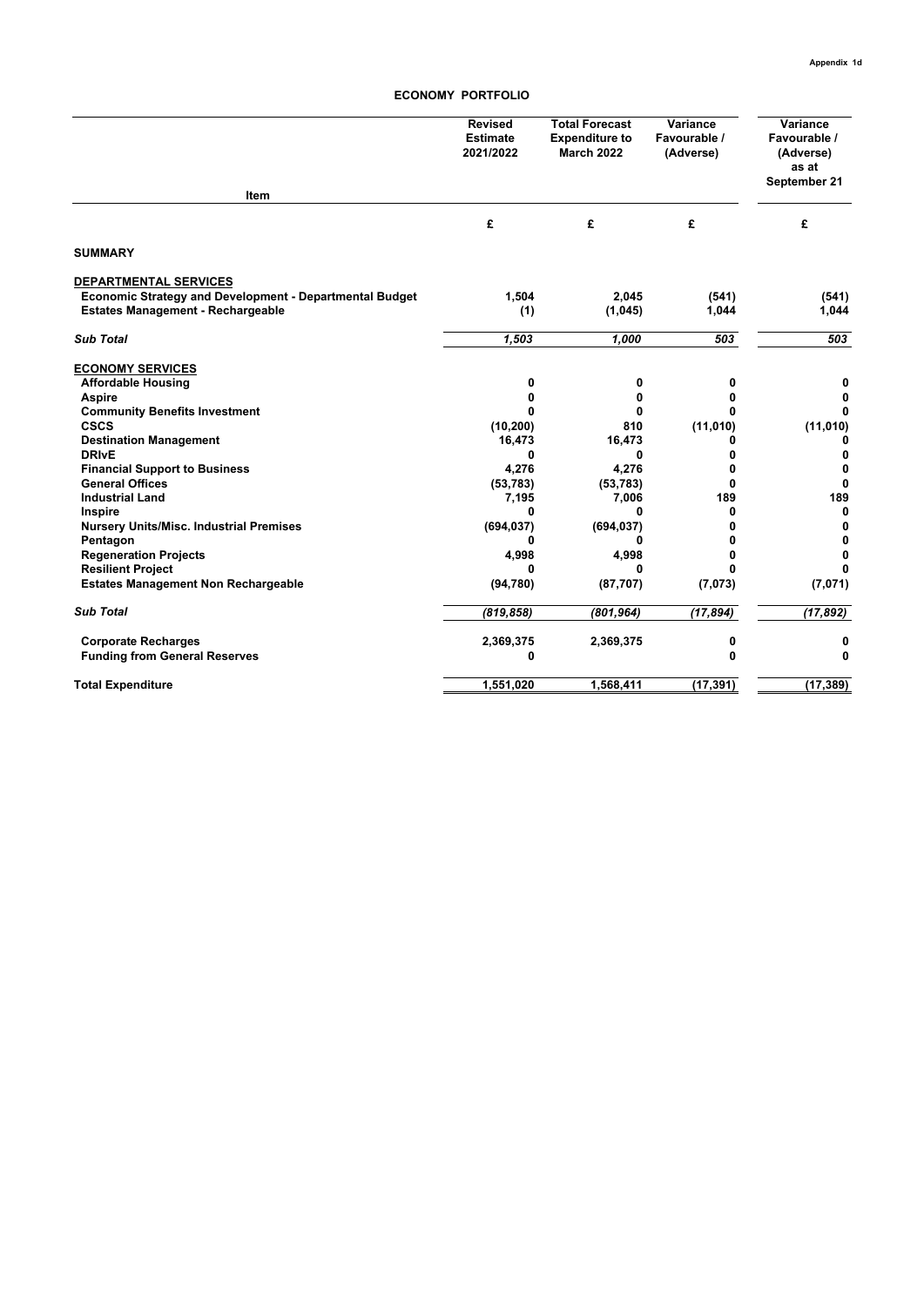Appendix 1d

# ECONOMY PORTFOLIO

| Item | Revised Estimate 2021/2022 | Total Forecast Expenditure to March 2022 | Variance Favourable / (Adverse) | Variance Favourable / (Adverse) as at September 21 |
|---|---|---|---|---|
| | £ | £ | £ | £ |
| **SUMMARY** | | | | |
| **DEPARTMENTAL SERVICES** | | | | |
| **Economic Strategy and Development - Departmental Budget** | 1,504 | 2,045 | (541) | (541) |
| **Estates Management - Rechargeable** | (1) | (1,045) | 1,044 | 1,044 |
| ***Sub Total*** | *1,503* | *1,000* | *503* | *503* |
| **ECONOMY SERVICES** | | | | |
| **Affordable Housing** | 0 | 0 | 0 | 0 |
| **Aspire** | 0 | 0 | 0 | 0 |
| **Community Benefits Investment** | 0 | 0 | 0 | 0 |
| **CSCS** | (10,200) | 810 | (11,010) | (11,010) |
| **Destination Management** | 16,473 | 16,473 | 0 | 0 |
| **DRIvE** | 0 | 0 | 0 | 0 |
| **Financial Support to Business** | 4,276 | 4,276 | 0 | 0 |
| **General Offices** | (53,783) | (53,783) | 0 | 0 |
| **Industrial Land** | 7,195 | 7,006 | 189 | 189 |
| **Inspire** | 0 | 0 | 0 | 0 |
| **Nursery Units/Misc. Industrial Premises** | (694,037) | (694,037) | 0 | 0 |
| **Pentagon** | 0 | 0 | 0 | 0 |
| **Regeneration Projects** | 4,998 | 4,998 | 0 | 0 |
| **Resilient Project** | 0 | 0 | 0 | 0 |
| **Estates Management Non Rechargeable** | (94,780) | (87,707) | (7,073) | (7,071) |
| ***Sub Total*** | *(819,858)* | *(801,964)* | *(17,894)* | *(17,892)* |
| **Corporate Recharges** | 2,369,375 | 2,369,375 | 0 | 0 |
| **Funding from General Reserves** | 0 | | 0 | 0 |
| **Total Expenditure** | 1,551,020 | 1,568,411 | (17,391) | (17,389) |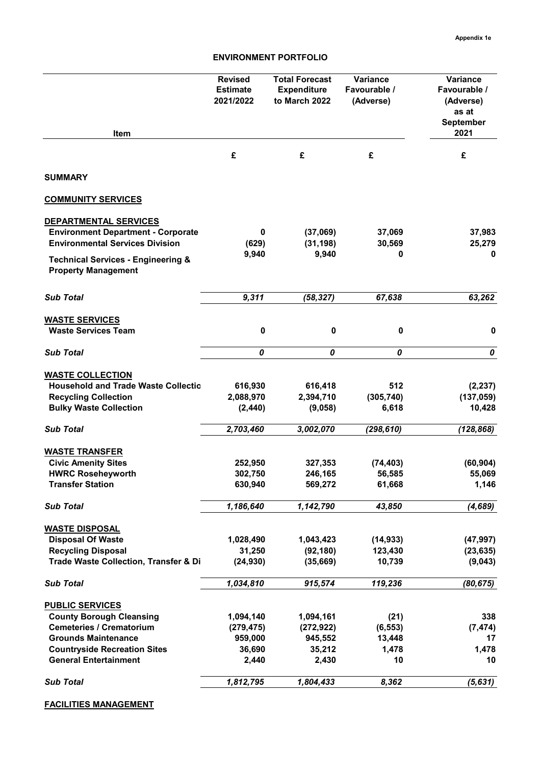Appendix 1e

## ENVIRONMENT PORTFOLIO

| Item | Revised Estimate 2021/2022 | Total Forecast Expenditure to March 2022 | Variance Favourable / (Adverse) | Variance Favourable / (Adverse) as at September 2021 |
|---|---|---|---|---|
| | £ | £ | £ | £ |
| **SUMMARY** | | | | |
| **COMMUNITY SERVICES** | | | | |
| **DEPARTMENTAL SERVICES** | | | | |
| **Environment Department - Corporate** | 0 | (37,069) | 37,069 | 37,983 |
| **Environmental Services Division** | (629) | (31,198) | 30,569 | 25,279 |
| **Technical Services - Engineering & Property Management** | 9,940 | 9,940 | 0 | 0 |
| ***Sub Total*** | *9,311* | *(58,327)* | *67,638* | *63,262* |
| **WASTE SERVICES** | | | | |
| **Waste Services Team** | 0 | 0 | 0 | 0 |
| ***Sub Total*** | *0* | *0* | *0* | *0* |
| **WASTE COLLECTION** | | | | |
| **Household and Trade Waste Collectio** | 616,930 | 616,418 | 512 | (2,237) |
| **Recycling Collection** | 2,088,970 | 2,394,710 | (305,740) | (137,059) |
| **Bulky Waste Collection** | (2,440) | (9,058) | 6,618 | 10,428 |
| ***Sub Total*** | *2,703,460* | *3,002,070* | *(298,610)* | *(128,868)* |
| **WASTE TRANSFER** | | | | |
| **Civic Amenity Sites** | 252,950 | 327,353 | (74,403) | (60,904) |
| **HWRC Roseheyworth** | 302,750 | 246,165 | 56,585 | 55,069 |
| **Transfer Station** | 630,940 | 569,272 | 61,668 | 1,146 |
| ***Sub Total*** | *1,186,640* | *1,142,790* | *43,850* | *(4,689)* |
| **WASTE DISPOSAL** | | | | |
| **Disposal Of Waste** | 1,028,490 | 1,043,423 | (14,933) | (47,997) |
| **Recycling Disposal** | 31,250 | (92,180) | 123,430 | (23,635) |
| **Trade Waste Collection, Transfer & Di** | (24,930) | (35,669) | 10,739 | (9,043) |
| ***Sub Total*** | *1,034,810* | *915,574* | *119,236* | *(80,675)* |
| **PUBLIC SERVICES** | | | | |
| **County Borough Cleansing** | 1,094,140 | 1,094,161 | (21) | 338 |
| **Cemeteries / Crematorium** | (279,475) | (272,922) | (6,553) | (7,474) |
| **Grounds Maintenance** | 959,000 | 945,552 | 13,448 | 17 |
| **Countryside Recreation Sites** | 36,690 | 35,212 | 1,478 | 1,478 |
| **General Entertainment** | 2,440 | 2,430 | 10 | 10 |
| ***Sub Total*** | *1,812,795* | *1,804,433* | *8,362* | *(5,631)* |
| **FACILITIES MANAGEMENT** | | | | |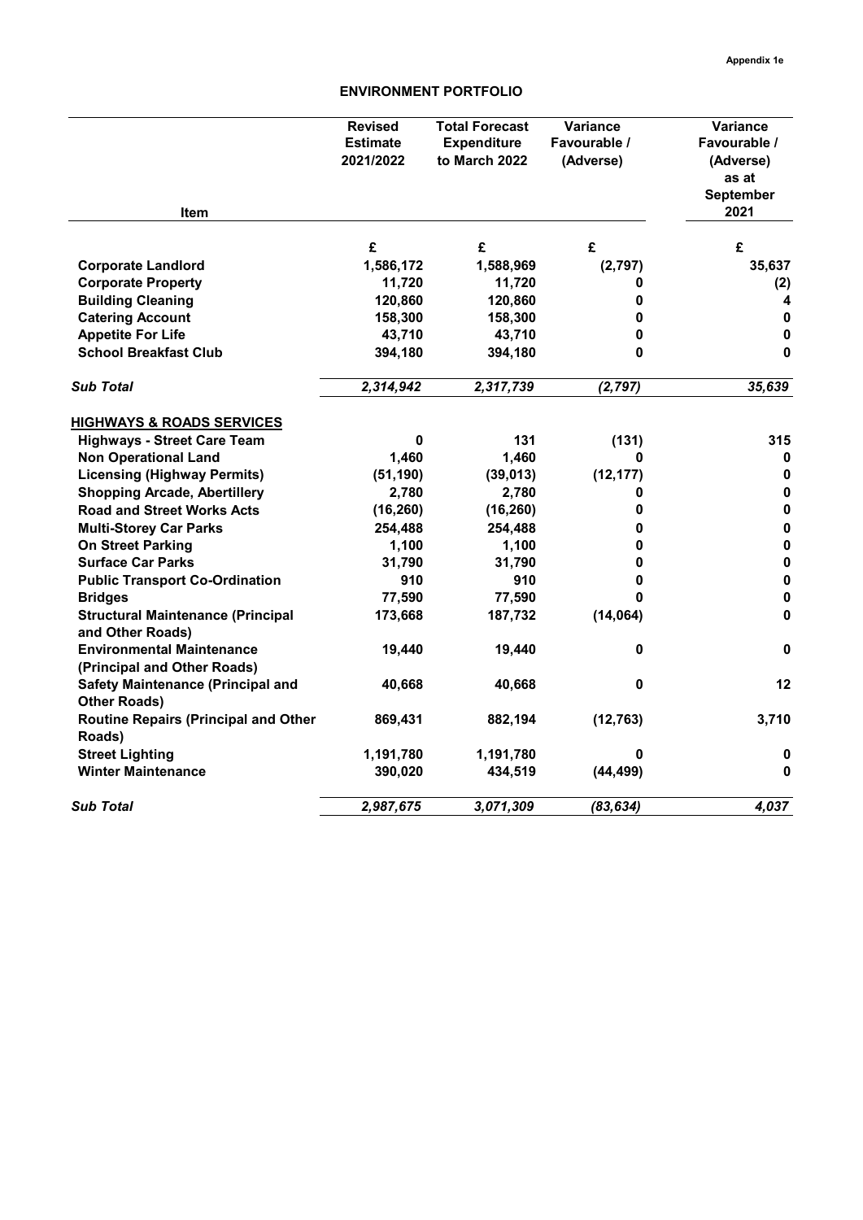Appendix 1e

# ENVIRONMENT PORTFOLIO

| Item | Revised Estimate 2021/2022 | Total Forecast Expenditure to March 2022 | Variance Favourable / (Adverse) | Variance Favourable / (Adverse) as at September 2021 |
|---|---|---|---|---|
| | £ | £ | £ | £ |
| **Corporate Landlord** | 1,586,172 | 1,588,969 | (2,797) | 35,637 |
| **Corporate Property** | 11,720 | 11,720 | 0 | (2) |
| **Building Cleaning** | 120,860 | 120,860 | 0 | 4 |
| **Catering Account** | 158,300 | 158,300 | 0 | 0 |
| **Appetite For Life** | 43,710 | 43,710 | 0 | 0 |
| **School Breakfast Club** | 394,180 | 394,180 | 0 | 0 |
| ***Sub Total*** | *2,314,942* | *2,317,739* | *(2,797)* | *35,639* |
| **HIGHWAYS & ROADS SERVICES** | | | | |
| **Highways - Street Care Team** | 0 | 131 | (131) | 315 |
| **Non Operational Land** | 1,460 | 1,460 | 0 | 0 |
| **Licensing (Highway Permits)** | (51,190) | (39,013) | (12,177) | 0 |
| **Shopping Arcade, Abertillery** | 2,780 | 2,780 | 0 | 0 |
| **Road and Street Works Acts** | (16,260) | (16,260) | 0 | 0 |
| **Multi-Storey Car Parks** | 254,488 | 254,488 | 0 | 0 |
| **On Street Parking** | 1,100 | 1,100 | 0 | 0 |
| **Surface Car Parks** | 31,790 | 31,790 | 0 | 0 |
| **Public Transport Co-Ordination** | 910 | 910 | 0 | 0 |
| **Bridges** | 77,590 | 77,590 | 0 | 0 |
| **Structural Maintenance (Principal and Other Roads)** | 173,668 | 187,732 | (14,064) | 0 |
| **Environmental Maintenance (Principal and Other Roads)** | 19,440 | 19,440 | 0 | 0 |
| **Safety Maintenance (Principal and Other Roads)** | 40,668 | 40,668 | 0 | 12 |
| **Routine Repairs (Principal and Other Roads)** | 869,431 | 882,194 | (12,763) | 3,710 |
| **Street Lighting** | 1,191,780 | 1,191,780 | 0 | 0 |
| **Winter Maintenance** | 390,020 | 434,519 | (44,499) | 0 |
| ***Sub Total*** | *2,987,675* | *3,071,309* | *(83,634)* | *4,037* |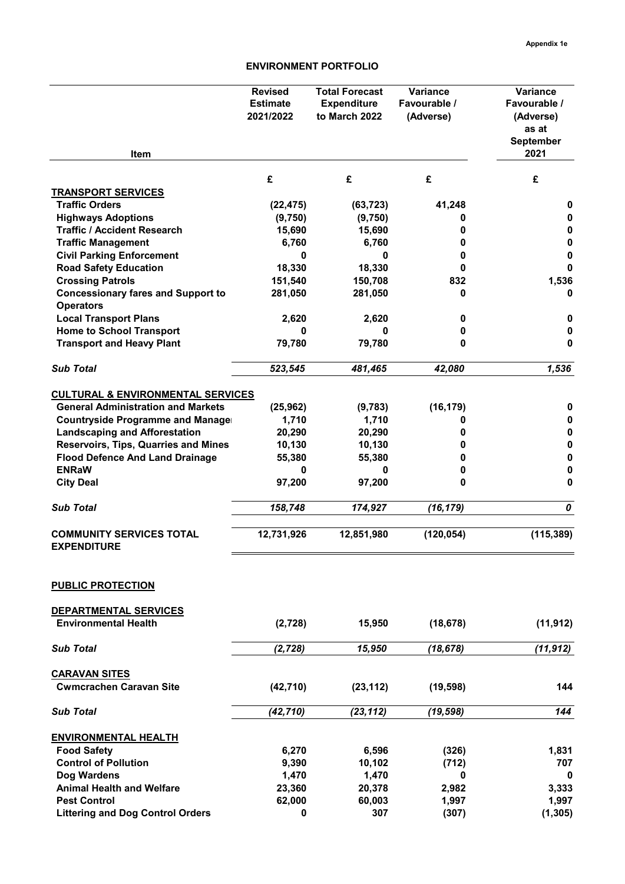Appendix 1e

# ENVIRONMENT PORTFOLIO

| Item | Revised Estimate 2021/2022 | Total Forecast Expenditure to March 2022 | Variance Favourable / (Adverse) | Variance Favourable / (Adverse) as at September 2021 |
|---|---|---|---|---|
| | £ | £ | £ | £ |
| **TRANSPORT SERVICES** | | | | |
| **Traffic Orders** | (22,475) | (63,723) | 41,248 | 0 |
| **Highways Adoptions** | (9,750) | (9,750) | 0 | 0 |
| **Traffic / Accident Research** | 15,690 | 15,690 | 0 | 0 |
| **Traffic Management** | 6,760 | 6,760 | 0 | 0 |
| **Civil Parking Enforcement** | 0 | 0 | 0 | 0 |
| **Road Safety Education** | 18,330 | 18,330 | 0 | 0 |
| **Crossing Patrols** | 151,540 | 150,708 | 832 | 1,536 |
| **Concessionary fares and Support to Operators** | 281,050 | 281,050 | 0 | 0 |
| **Local Transport Plans** | 2,620 | 2,620 | 0 | 0 |
| **Home to School Transport** | 0 | 0 | 0 | 0 |
| **Transport and Heavy Plant** | 79,780 | 79,780 | 0 | 0 |
| ***Sub Total*** | *523,545* | *481,465* | *42,080* | *1,536* |
| **CULTURAL & ENVIRONMENTAL SERVICES** | | | | |
| **General Administration and Markets** | (25,962) | (9,783) | (16,179) | 0 |
| **Countryside Programme and Manage** | 1,710 | 1,710 | 0 | 0 |
| **Landscaping and Afforestation** | 20,290 | 20,290 | 0 | 0 |
| **Reservoirs, Tips, Quarries and Mines** | 10,130 | 10,130 | 0 | 0 |
| **Flood Defence And Land Drainage** | 55,380 | 55,380 | 0 | 0 |
| **ENRaW** | 0 | 0 | 0 | 0 |
| **City Deal** | 97,200 | 97,200 | 0 | 0 |
| ***Sub Total*** | *158,748* | *174,927* | *(16,179)* | *0* |
| **COMMUNITY SERVICES TOTAL EXPENDITURE** | 12,731,926 | 12,851,980 | (120,054) | (115,389) |
| **PUBLIC PROTECTION** | | | | |
| **DEPARTMENTAL SERVICES** | | | | |
| **Environmental Health** | (2,728) | 15,950 | (18,678) | (11,912) |
| ***Sub Total*** | *(2,728)* | *15,950* | *(18,678)* | *(11,912)* |
| **CARAVAN SITES** | | | | |
| **Cwmcrachen Caravan Site** | (42,710) | (23,112) | (19,598) | 144 |
| ***Sub Total*** | *(42,710)* | *(23,112)* | *(19,598)* | *144* |
| **ENVIRONMENTAL HEALTH** | | | | |
| **Food Safety** | 6,270 | 6,596 | (326) | 1,831 |
| **Control of Pollution** | 9,390 | 10,102 | (712) | 707 |
| **Dog Wardens** | 1,470 | 1,470 | 0 | 0 |
| **Animal Health and Welfare** | 23,360 | 20,378 | 2,982 | 3,333 |
| **Pest Control** | 62,000 | 60,003 | 1,997 | 1,997 |
| **Littering and Dog Control Orders** | 0 | 307 | (307) | (1,305) |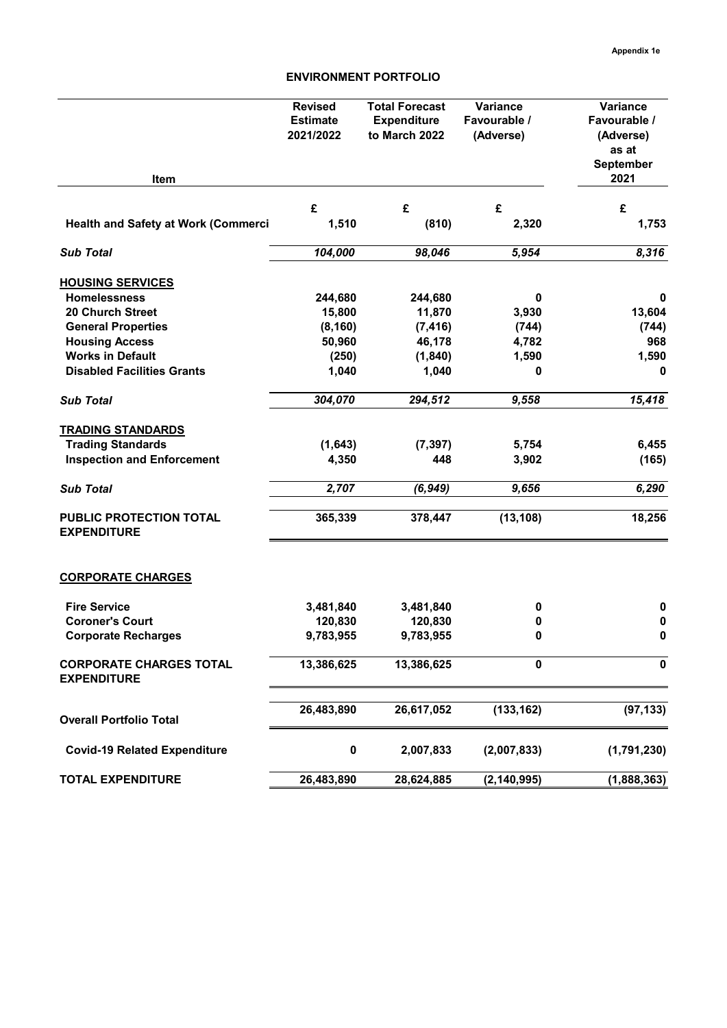Appendix 1e

## ENVIRONMENT PORTFOLIO

| Item | Revised Estimate 2021/2022 | Total Forecast Expenditure to March 2022 | Variance Favourable / (Adverse) | Variance Favourable / (Adverse) as at September 2021 |
|---|---|---|---|---|
| | £ | £ | £ | £ |
| **Health and Safety at Work (Commerci** | 1,510 | (810) | 2,320 | 1,753 |
| ***Sub Total*** | *104,000* | *98,046* | *5,954* | *8,316* |
| **HOUSING SERVICES** | | | | |
| **Homelessness** | 244,680 | 244,680 | 0 | 0 |
| **20 Church Street** | 15,800 | 11,870 | 3,930 | 13,604 |
| **General Properties** | (8,160) | (7,416) | (744) | (744) |
| **Housing Access** | 50,960 | 46,178 | 4,782 | 968 |
| **Works in Default** | (250) | (1,840) | 1,590 | 1,590 |
| **Disabled Facilities Grants** | 1,040 | 1,040 | 0 | 0 |
| ***Sub Total*** | *304,070* | *294,512* | *9,558* | *15,418* |
| **TRADING STANDARDS** | | | | |
| **Trading Standards** | (1,643) | (7,397) | 5,754 | 6,455 |
| **Inspection and Enforcement** | 4,350 | 448 | 3,902 | (165) |
| ***Sub Total*** | *2,707* | *(6,949)* | *9,656* | *6,290* |
| **PUBLIC PROTECTION TOTAL EXPENDITURE** | 365,339 | 378,447 | (13,108) | 18,256 |
| **CORPORATE CHARGES** | | | | |
| **Fire Service** | 3,481,840 | 3,481,840 | 0 | 0 |
| **Coroner's Court** | 120,830 | 120,830 | 0 | 0 |
| **Corporate Recharges** | 9,783,955 | 9,783,955 | 0 | 0 |
| **CORPORATE CHARGES TOTAL EXPENDITURE** | 13,386,625 | 13,386,625 | 0 | 0 |
| **Overall Portfolio Total** | 26,483,890 | 26,617,052 | (133,162) | (97,133) |
| **Covid-19 Related Expenditure** | 0 | 2,007,833 | (2,007,833) | (1,791,230) |
| **TOTAL EXPENDITURE** | 26,483,890 | 28,624,885 | (2,140,995) | (1,888,363) |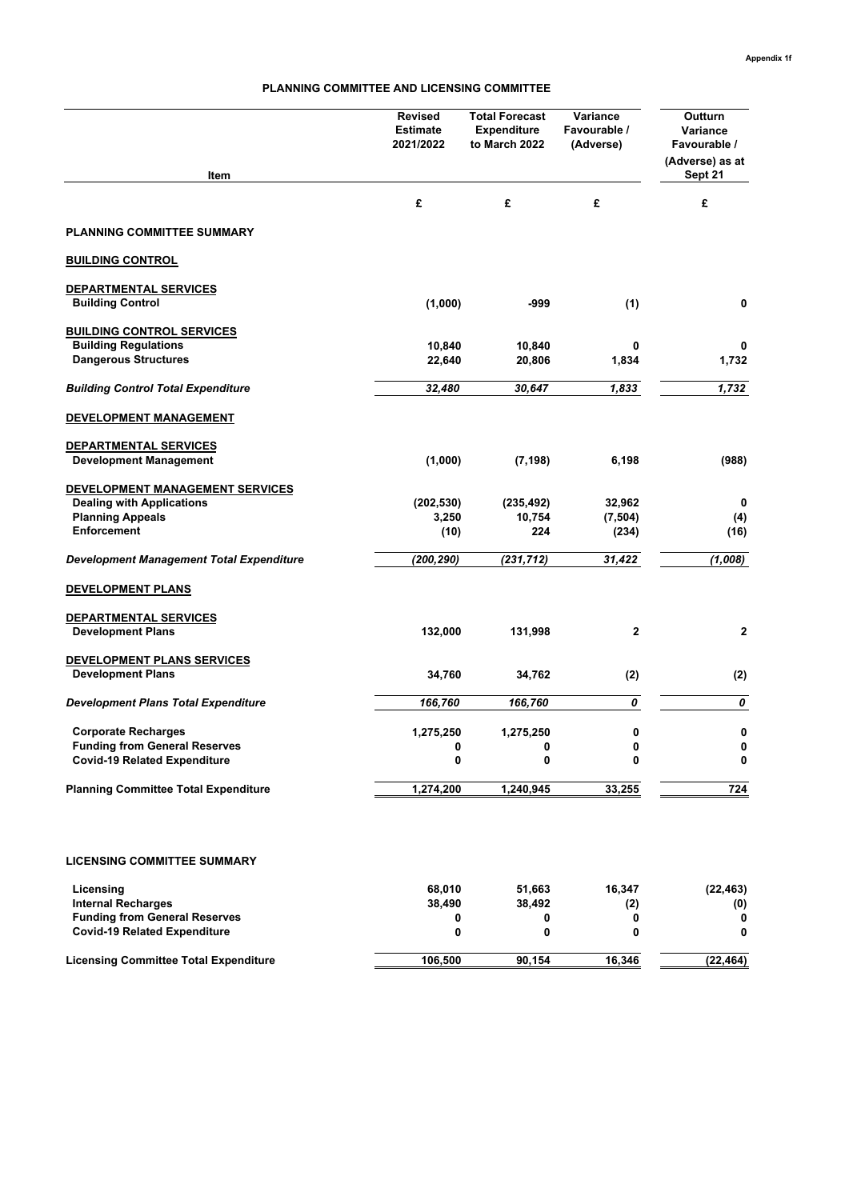**Appendix 1f**

# PLANNING COMMITTEE AND LICENSING COMMITTEE

| Item | Revised Estimate 2021/2022 | Total Forecast Expenditure to March 2022 | Variance Favourable / (Adverse) | Outturn Variance Favourable / (Adverse) as at Sept 21 |
|---|---|---|---|---|
| | £ | £ | £ | £ |
| **PLANNING COMMITTEE SUMMARY** | | | | |
| **BUILDING CONTROL** | | | | |
| **DEPARTMENTAL SERVICES** | | | | |
| **Building Control** | (1,000) | -999 | (1) | 0 |
| **BUILDING CONTROL SERVICES** | | | | |
| **Building Regulations** | 10,840 | 10,840 | 0 | 0 |
| **Dangerous Structures** | 22,640 | 20,806 | 1,834 | 1,732 |
| ***Building Control Total Expenditure*** | *32,480* | *30,647* | *1,833* | *1,732* |
| **DEVELOPMENT MANAGEMENT** | | | | |
| **DEPARTMENTAL SERVICES** | | | | |
| **Development Management** | (1,000) | (7,198) | 6,198 | (988) |
| **DEVELOPMENT MANAGEMENT SERVICES** | | | | |
| **Dealing with Applications** | (202,530) | (235,492) | 32,962 | 0 |
| **Planning Appeals** | 3,250 | 10,754 | (7,504) | (4) |
| **Enforcement** | (10) | 224 | (234) | (16) |
| ***Development Management Total Expenditure*** | *(200,290)* | *(231,712)* | *31,422* | *(1,008)* |
| **DEVELOPMENT PLANS** | | | | |
| **DEPARTMENTAL SERVICES** | | | | |
| **Development Plans** | 132,000 | 131,998 | 2 | 2 |
| **DEVELOPMENT PLANS SERVICES** | | | | |
| **Development Plans** | 34,760 | 34,762 | (2) | (2) |
| ***Development Plans Total Expenditure*** | *166,760* | *166,760* | *0* | *0* |
| **Corporate Recharges** | 1,275,250 | 1,275,250 | 0 | 0 |
| **Funding from General Reserves** | 0 | 0 | 0 | 0 |
| **Covid-19 Related Expenditure** | 0 | 0 | 0 | 0 |
| **Planning Committee Total Expenditure** | 1,274,200 | 1,240,945 | 33,255 | 724 |
| **LICENSING COMMITTEE SUMMARY** | | | | |
| **Licensing** | 68,010 | 51,663 | 16,347 | (22,463) |
| **Internal Recharges** | 38,490 | 38,492 | (2) | (0) |
| **Funding from General Reserves** | 0 | 0 | 0 | 0 |
| **Covid-19 Related Expenditure** | 0 | 0 | 0 | 0 |
| **Licensing Committee Total Expenditure** | 106,500 | 90,154 | 16,346 | (22,464) |